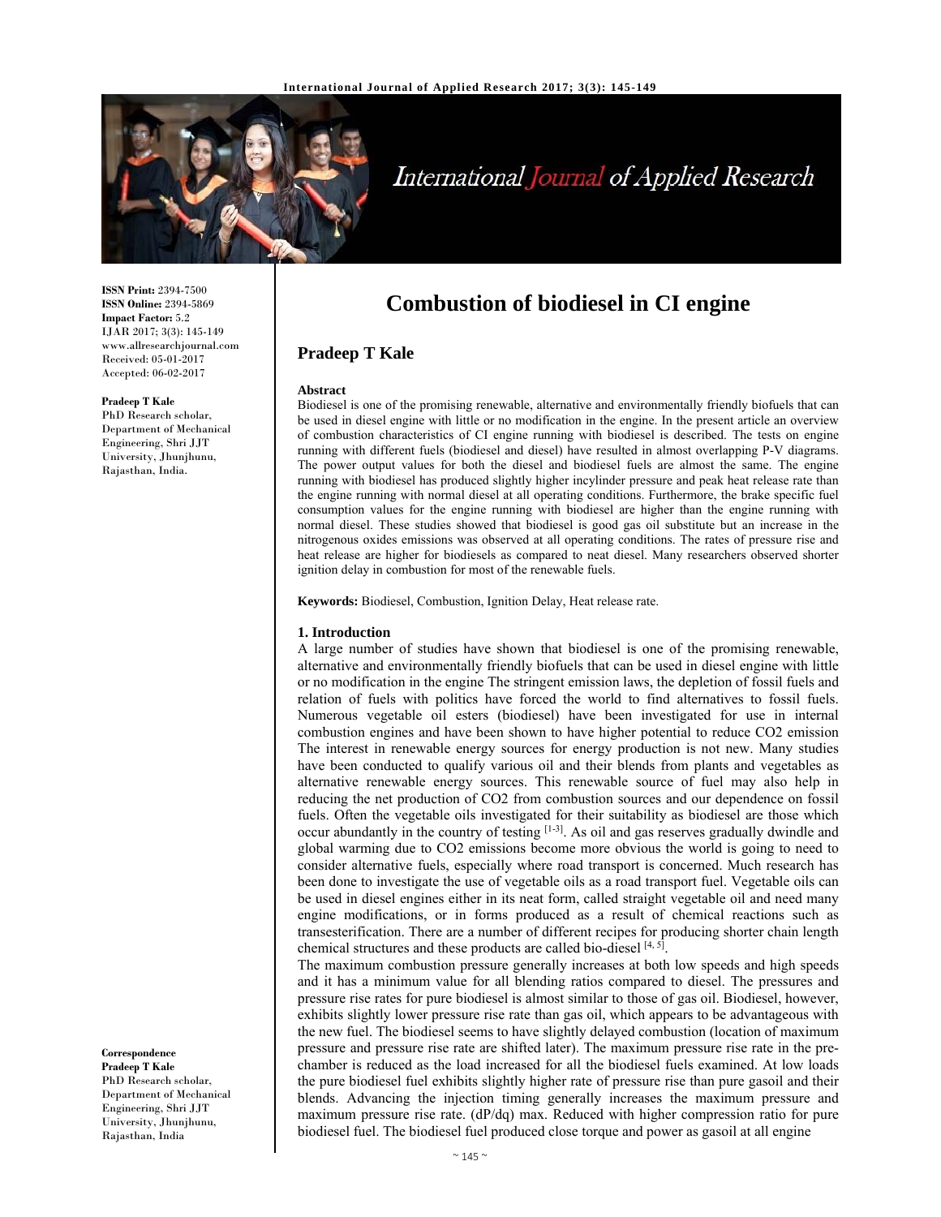# Combustion of biodiesel in CI engine

## Pradeep T Kale

**ISSN Print:** 2394-7500
**ISSN Online:** 2394-5869
**Impact Factor:** 5.2
IJAR 2017; 3(3): 145-149
www.allresearchjournal.com
Received: 05-01-2017
Accepted: 06-02-2017

**Pradeep T Kale**
PhD Research scholar, Department of Mechanical Engineering, Shri JJT University, Jhunjhunu, Rajasthan, India.

**Correspondence**
**Pradeep T Kale**
PhD Research scholar, Department of Mechanical Engineering, Shri JJT University, Jhunjhunu, Rajasthan, India

### Abstract

Biodiesel is one of the promising renewable, alternative and environmentally friendly biofuels that can be used in diesel engine with little or no modification in the engine. In the present article an overview of combustion characteristics of CI engine running with biodiesel is described. The tests on engine running with different fuels (biodiesel and diesel) have resulted in almost overlapping P-V diagrams. The power output values for both the diesel and biodiesel fuels are almost the same. The engine running with biodiesel has produced slightly higher incylinder pressure and peak heat release rate than the engine running with normal diesel at all operating conditions. Furthermore, the brake specific fuel consumption values for the engine running with biodiesel are higher than the engine running with normal diesel. These studies showed that biodiesel is good gas oil substitute but an increase in the nitrogenous oxides emissions was observed at all operating conditions. The rates of pressure rise and heat release are higher for biodiesels as compared to neat diesel. Many researchers observed shorter ignition delay in combustion for most of the renewable fuels.

**Keywords:** Biodiesel, Combustion, Ignition Delay, Heat release rate.

### 1. Introduction

A large number of studies have shown that biodiesel is one of the promising renewable, alternative and environmentally friendly biofuels that can be used in diesel engine with little or no modification in the engine The stringent emission laws, the depletion of fossil fuels and relation of fuels with politics have forced the world to find alternatives to fossil fuels. Numerous vegetable oil esters (biodiesel) have been investigated for use in internal combustion engines and have been shown to have higher potential to reduce CO2 emission The interest in renewable energy sources for energy production is not new. Many studies have been conducted to qualify various oil and their blends from plants and vegetables as alternative renewable energy sources. This renewable source of fuel may also help in reducing the net production of CO2 from combustion sources and our dependence on fossil fuels. Often the vegetable oils investigated for their suitability as biodiesel are those which occur abundantly in the country of testing [1-3]. As oil and gas reserves gradually dwindle and global warming due to CO2 emissions become more obvious the world is going to need to consider alternative fuels, especially where road transport is concerned. Much research has been done to investigate the use of vegetable oils as a road transport fuel. Vegetable oils can be used in diesel engines either in its neat form, called straight vegetable oil and need many engine modifications, or in forms produced as a result of chemical reactions such as transesterification. There are a number of different recipes for producing shorter chain length chemical structures and these products are called bio-diesel [4, 5].

The maximum combustion pressure generally increases at both low speeds and high speeds and it has a minimum value for all blending ratios compared to diesel. The pressures and pressure rise rates for pure biodiesel is almost similar to those of gas oil. Biodiesel, however, exhibits slightly lower pressure rise rate than gas oil, which appears to be advantageous with the new fuel. The biodiesel seems to have slightly delayed combustion (location of maximum pressure and pressure rise rate are shifted later). The maximum pressure rise rate in the pre-chamber is reduced as the load increased for all the biodiesel fuels examined. At low loads the pure biodiesel fuel exhibits slightly higher rate of pressure rise than pure gasoil and their blends. Advancing the injection timing generally increases the maximum pressure and maximum pressure rise rate. (dP/dq) max. Reduced with higher compression ratio for pure biodiesel fuel. The biodiesel fuel produced close torque and power as gasoil at all engine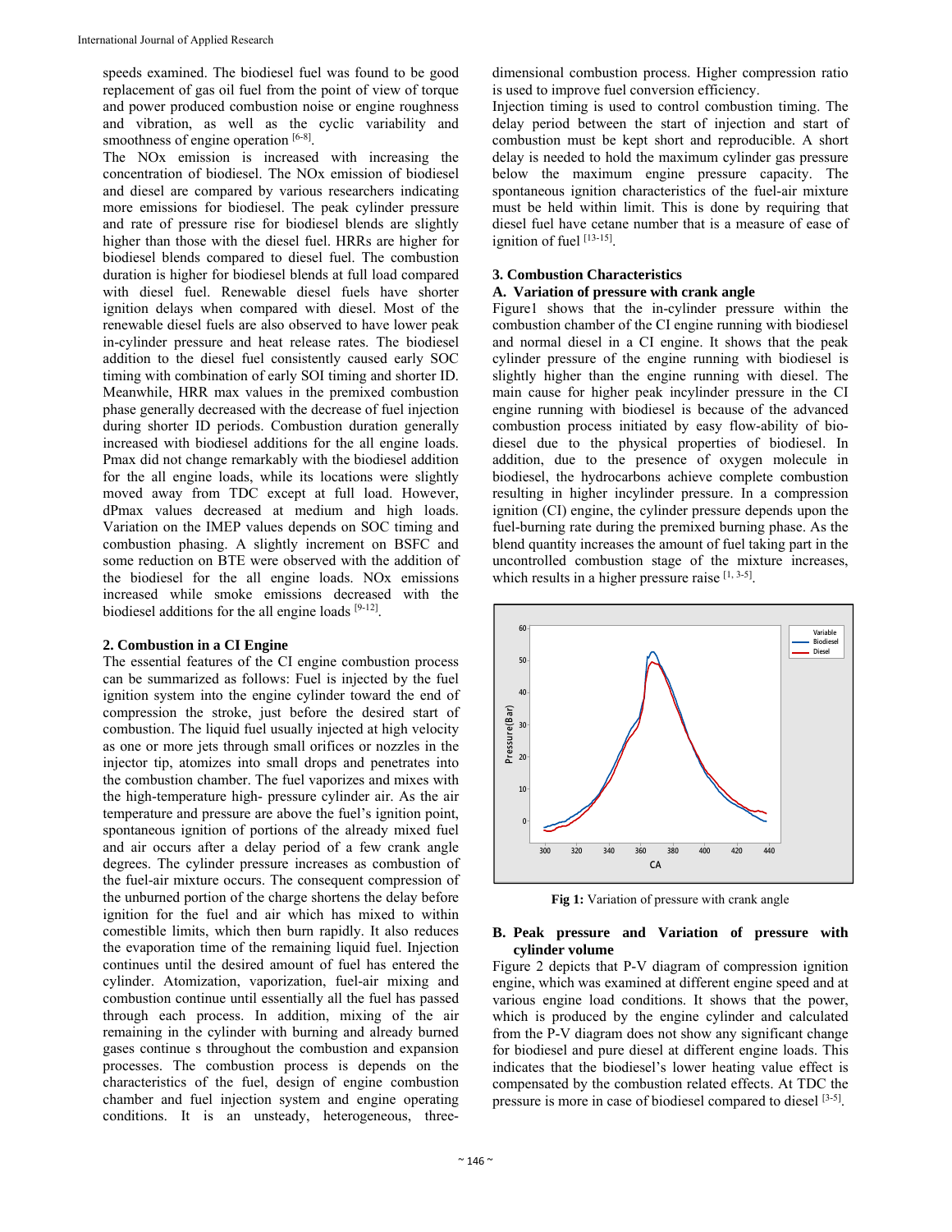speeds examined. The biodiesel fuel was found to be good replacement of gas oil fuel from the point of view of torque and power produced combustion noise or engine roughness and vibration, as well as the cyclic variability and smoothness of engine operation [6-8].

The NOx emission is increased with increasing the concentration of biodiesel. The NOx emission of biodiesel and diesel are compared by various researchers indicating more emissions for biodiesel. The peak cylinder pressure and rate of pressure rise for biodiesel blends are slightly higher than those with the diesel fuel. HRRs are higher for biodiesel blends compared to diesel fuel. The combustion duration is higher for biodiesel blends at full load compared with diesel fuel. Renewable diesel fuels have shorter ignition delays when compared with diesel. Most of the renewable diesel fuels are also observed to have lower peak in-cylinder pressure and heat release rates. The biodiesel addition to the diesel fuel consistently caused early SOC timing with combination of early SOI timing and shorter ID. Meanwhile, HRR max values in the premixed combustion phase generally decreased with the decrease of fuel injection during shorter ID periods. Combustion duration generally increased with biodiesel additions for the all engine loads. Pmax did not change remarkably with the biodiesel addition for the all engine loads, while its locations were slightly moved away from TDC except at full load. However, dPmax values decreased at medium and high loads. Variation on the IMEP values depends on SOC timing and combustion phasing. A slightly increment on BSFC and some reduction on BTE were observed with the addition of the biodiesel for the all engine loads. NOx emissions increased while smoke emissions decreased with the biodiesel additions for the all engine loads [9-12].

## 2. Combustion in a CI Engine

The essential features of the CI engine combustion process can be summarized as follows: Fuel is injected by the fuel ignition system into the engine cylinder toward the end of compression the stroke, just before the desired start of combustion. The liquid fuel usually injected at high velocity as one or more jets through small orifices or nozzles in the injector tip, atomizes into small drops and penetrates into the combustion chamber. The fuel vaporizes and mixes with the high-temperature high- pressure cylinder air. As the air temperature and pressure are above the fuel's ignition point, spontaneous ignition of portions of the already mixed fuel and air occurs after a delay period of a few crank angle degrees. The cylinder pressure increases as combustion of the fuel-air mixture occurs. The consequent compression of the unburned portion of the charge shortens the delay before ignition for the fuel and air which has mixed to within comestible limits, which then burn rapidly. It also reduces the evaporation time of the remaining liquid fuel. Injection continues until the desired amount of fuel has entered the cylinder. Atomization, vaporization, fuel-air mixing and combustion continue until essentially all the fuel has passed through each process. In addition, mixing of the air remaining in the cylinder with burning and already burned gases continue s throughout the combustion and expansion processes. The combustion process is depends on the characteristics of the fuel, design of engine combustion chamber and fuel injection system and engine operating conditions. It is an unsteady, heterogeneous, three-dimensional combustion process. Higher compression ratio is used to improve fuel conversion efficiency.

Injection timing is used to control combustion timing. The delay period between the start of injection and start of combustion must be kept short and reproducible. A short delay is needed to hold the maximum cylinder gas pressure below the maximum engine pressure capacity. The spontaneous ignition characteristics of the fuel-air mixture must be held within limit. This is done by requiring that diesel fuel have cetane number that is a measure of ease of ignition of fuel [13-15].

## 3. Combustion Characteristics

### A. Variation of pressure with crank angle

Figure1 shows that the in-cylinder pressure within the combustion chamber of the CI engine running with biodiesel and normal diesel in a CI engine. It shows that the peak cylinder pressure of the engine running with biodiesel is slightly higher than the engine running with diesel. The main cause for higher peak incylinder pressure in the CI engine running with biodiesel is because of the advanced combustion process initiated by easy flow-ability of bio-diesel due to the physical properties of biodiesel. In addition, due to the presence of oxygen molecule in biodiesel, the hydrocarbons achieve complete combustion resulting in higher incylinder pressure. In a compression ignition (CI) engine, the cylinder pressure depends upon the fuel-burning rate during the premixed burning phase. As the blend quantity increases the amount of fuel taking part in the uncontrolled combustion stage of the mixture increases, which results in a higher pressure raise [1, 3-5].

**Fig 1:** Variation of pressure with crank angle

### B. Peak pressure and Variation of pressure with cylinder volume

Figure 2 depicts that P-V diagram of compression ignition engine, which was examined at different engine speed and at various engine load conditions. It shows that the power, which is produced by the engine cylinder and calculated from the P-V diagram does not show any significant change for biodiesel and pure diesel at different engine loads. This indicates that the biodiesel's lower heating value effect is compensated by the combustion related effects. At TDC the pressure is more in case of biodiesel compared to diesel [3-5].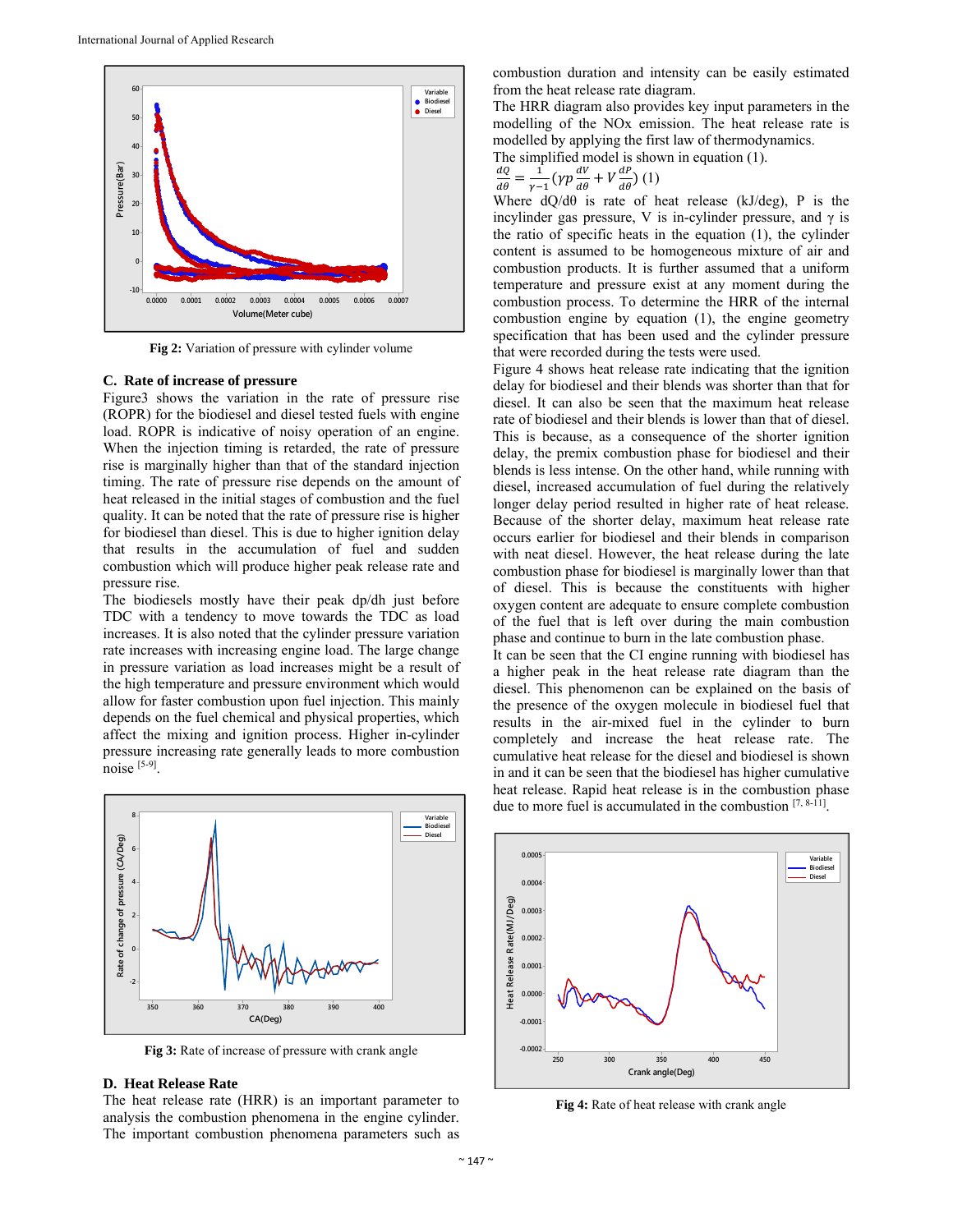Fig 2: Variation of pressure with cylinder volume

### C. Rate of increase of pressure

Figure3 shows the variation in the rate of pressure rise (ROPR) for the biodiesel and diesel tested fuels with engine load. ROPR is indicative of noisy operation of an engine. When the injection timing is retarded, the rate of pressure rise is marginally higher than that of the standard injection timing. The rate of pressure rise depends on the amount of heat released in the initial stages of combustion and the fuel quality. It can be noted that the rate of pressure rise is higher for biodiesel than diesel. This is due to higher ignition delay that results in the accumulation of fuel and sudden combustion which will produce higher peak release rate and pressure rise.

The biodiesels mostly have their peak dp/dh just before TDC with a tendency to move towards the TDC as load increases. It is also noted that the cylinder pressure variation rate increases with increasing engine load. The large change in pressure variation as load increases might be a result of the high temperature and pressure environment which would allow for faster combustion upon fuel injection. This mainly depends on the fuel chemical and physical properties, which affect the mixing and ignition process. Higher in-cylinder pressure increasing rate generally leads to more combustion noise [5-9].

Fig 3: Rate of increase of pressure with crank angle

### D. Heat Release Rate

The heat release rate (HRR) is an important parameter to analysis the combustion phenomena in the engine cylinder. The important combustion phenomena parameters such as combustion duration and intensity can be easily estimated from the heat release rate diagram.

The HRR diagram also provides key input parameters in the modelling of the NOx emission. The heat release rate is modelled by applying the first law of thermodynamics.

The simplified model is shown in equation (1).

$$\frac{dQ}{d\theta} = \frac{1}{\gamma - 1}\left(\gamma p \frac{dV}{d\theta} + V\frac{dP}{d\theta}\right) \quad (1)$$

Where $dQ/d\theta$ is rate of heat release (kJ/deg), P is the incylinder gas pressure, V is in-cylinder pressure, and $\gamma$ is the ratio of specific heats in the equation (1), the cylinder content is assumed to be homogeneous mixture of air and combustion products. It is further assumed that a uniform temperature and pressure exist at any moment during the combustion process. To determine the HRR of the internal combustion engine by equation (1), the engine geometry specification that has been used and the cylinder pressure that were recorded during the tests were used.

Figure 4 shows heat release rate indicating that the ignition delay for biodiesel and their blends was shorter than that for diesel. It can also be seen that the maximum heat release rate of biodiesel and their blends is lower than that of diesel. This is because, as a consequence of the shorter ignition delay, the premix combustion phase for biodiesel and their blends is less intense. On the other hand, while running with diesel, increased accumulation of fuel during the relatively longer delay period resulted in higher rate of heat release. Because of the shorter delay, maximum heat release rate occurs earlier for biodiesel and their blends in comparison with neat diesel. However, the heat release during the late combustion phase for biodiesel is marginally lower than that of diesel. This is because the constituents with higher oxygen content are adequate to ensure complete combustion of the fuel that is left over during the main combustion phase and continue to burn in the late combustion phase.

It can be seen that the CI engine running with biodiesel has a higher peak in the heat release rate diagram than the diesel. This phenomenon can be explained on the basis of the presence of the oxygen molecule in biodiesel fuel that results in the air-mixed fuel in the cylinder to burn completely and increase the heat release rate. The cumulative heat release for the diesel and biodiesel is shown in and it can be seen that the biodiesel has higher cumulative heat release. Rapid heat release is in the combustion phase due to more fuel is accumulated in the combustion [7, 8-11].

Fig 4: Rate of heat release with crank angle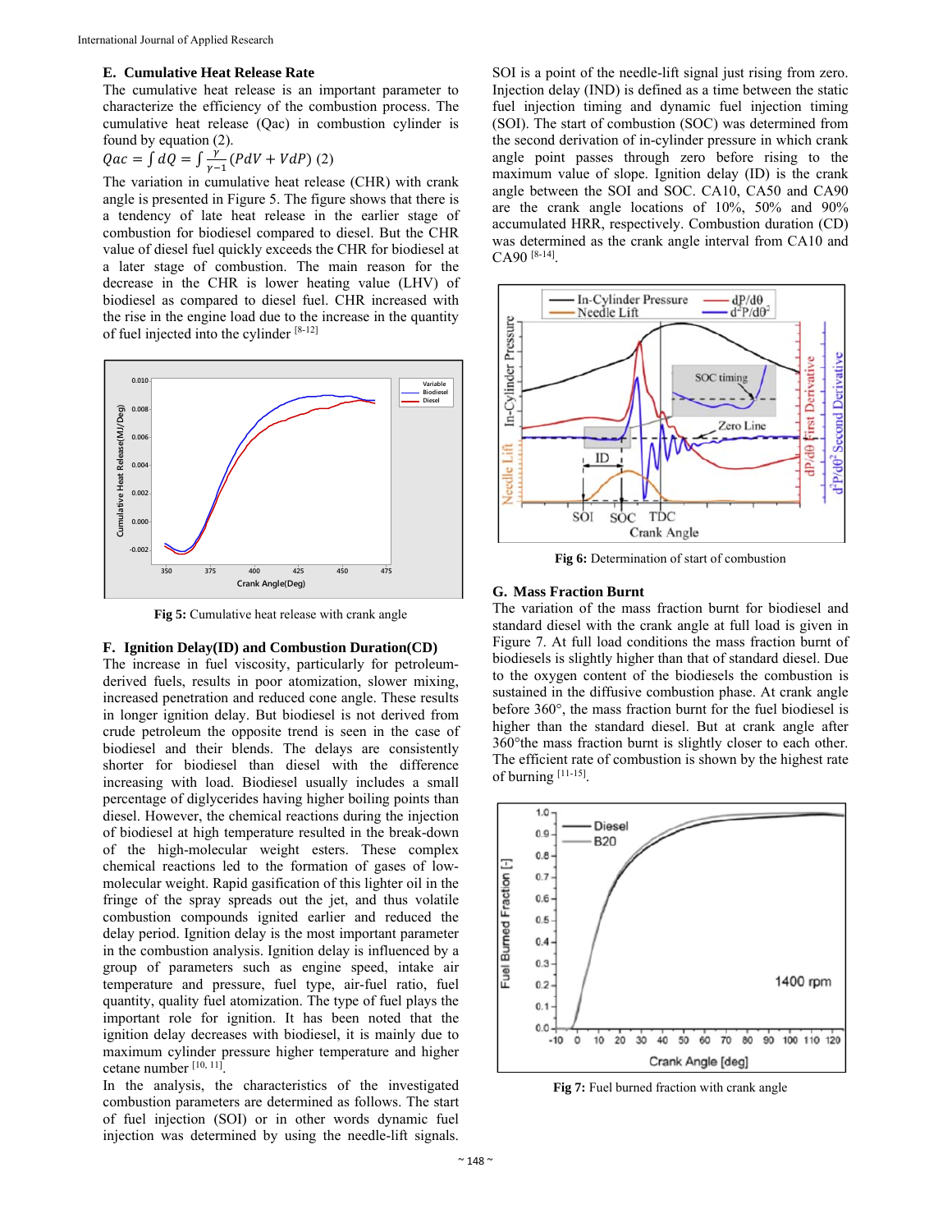### E. Cumulative Heat Release Rate

The cumulative heat release is an important parameter to characterize the efficiency of the combustion process. The cumulative heat release (Qac) in combustion cylinder is found by equation (2).

$$Qac = \int dQ = \int \frac{\gamma}{\gamma - 1}(PdV + VdP) \quad (2)$$

The variation in cumulative heat release (CHR) with crank angle is presented in Figure 5. The figure shows that there is a tendency of late heat release in the earlier stage of combustion for biodiesel compared to diesel. But the CHR value of diesel fuel quickly exceeds the CHR for biodiesel at a later stage of combustion. The main reason for the decrease in the CHR is lower heating value (LHV) of biodiesel as compared to diesel fuel. CHR increased with the rise in the engine load due to the increase in the quantity of fuel injected into the cylinder [8-12]

**Fig 5:** Cumulative heat release with crank angle

### F. Ignition Delay(ID) and Combustion Duration(CD)

The increase in fuel viscosity, particularly for petroleum-derived fuels, results in poor atomization, slower mixing, increased penetration and reduced cone angle. These results in longer ignition delay. But biodiesel is not derived from crude petroleum the opposite trend is seen in the case of biodiesel and their blends. The delays are consistently shorter for biodiesel than diesel with the difference increasing with load. Biodiesel usually includes a small percentage of diglycerides having higher boiling points than diesel. However, the chemical reactions during the injection of biodiesel at high temperature resulted in the break-down of the high-molecular weight esters. These complex chemical reactions led to the formation of gases of low-molecular weight. Rapid gasification of this lighter oil in the fringe of the spray spreads out the jet, and thus volatile combustion compounds ignited earlier and reduced the delay period. Ignition delay is the most important parameter in the combustion analysis. Ignition delay is influenced by a group of parameters such as engine speed, intake air temperature and pressure, fuel type, air-fuel ratio, fuel quantity, quality fuel atomization. The type of fuel plays the important role for ignition. It has been noted that the ignition delay decreases with biodiesel, it is mainly due to maximum cylinder pressure higher temperature and higher cetane number [10, 11].

In the analysis, the characteristics of the investigated combustion parameters are determined as follows. The start of fuel injection (SOI) or in other words dynamic fuel injection was determined by using the needle-lift signals. SOI is a point of the needle-lift signal just rising from zero. Injection delay (IND) is defined as a time between the static fuel injection timing and dynamic fuel injection timing (SOI). The start of combustion (SOC) was determined from the second derivation of in-cylinder pressure in which crank angle point passes through zero before rising to the maximum value of slope. Ignition delay (ID) is the crank angle between the SOI and SOC. CA10, CA50 and CA90 are the crank angle locations of 10%, 50% and 90% accumulated HRR, respectively. Combustion duration (CD) was determined as the crank angle interval from CA10 and CA90 [8-14].

**Fig 6:** Determination of start of combustion

### G. Mass Fraction Burnt

The variation of the mass fraction burnt for biodiesel and standard diesel with the crank angle at full load is given in Figure 7. At full load conditions the mass fraction burnt of biodiesels is slightly higher than that of standard diesel. Due to the oxygen content of the biodiesels the combustion is sustained in the diffusive combustion phase. At crank angle before 360°, the mass fraction burnt for the fuel biodiesel is higher than the standard diesel. But at crank angle after 360°the mass fraction burnt is slightly closer to each other. The efficient rate of combustion is shown by the highest rate of burning [11-15].

**Fig 7:** Fuel burned fraction with crank angle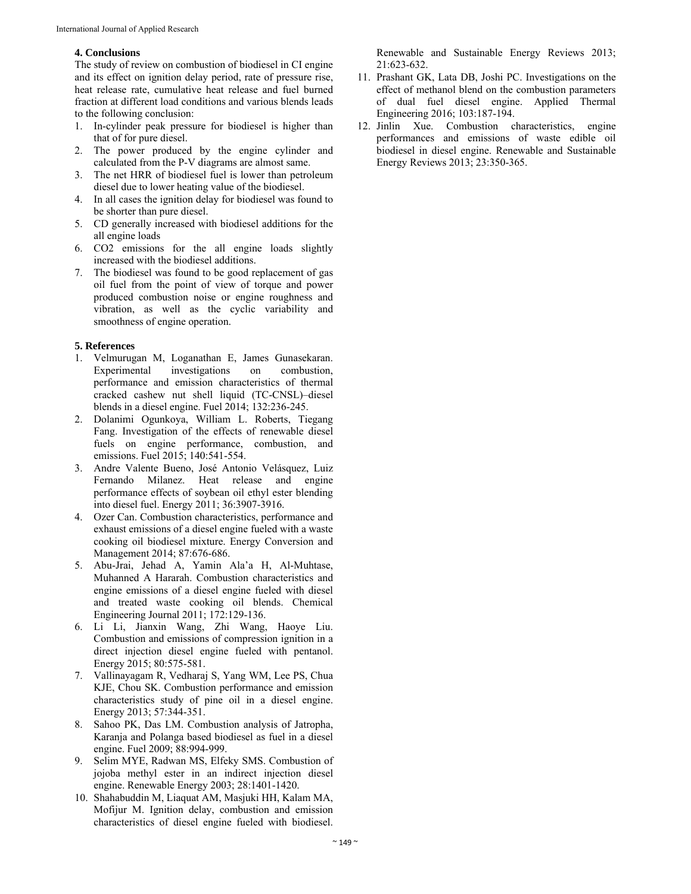## 4. Conclusions

The study of review on combustion of biodiesel in CI engine and its effect on ignition delay period, rate of pressure rise, heat release rate, cumulative heat release and fuel burned fraction at different load conditions and various blends leads to the following conclusion:

1. In-cylinder peak pressure for biodiesel is higher than that of for pure diesel.
2. The power produced by the engine cylinder and calculated from the P-V diagrams are almost same.
3. The net HRR of biodiesel fuel is lower than petroleum diesel due to lower heating value of the biodiesel.
4. In all cases the ignition delay for biodiesel was found to be shorter than pure diesel.
5. CD generally increased with biodiesel additions for the all engine loads
6. $CO_2$ emissions for the all engine loads slightly increased with the biodiesel additions.
7. The biodiesel was found to be good replacement of gas oil fuel from the point of view of torque and power produced combustion noise or engine roughness and vibration, as well as the cyclic variability and smoothness of engine operation.

## 5. References

1. Velmurugan M, Loganathan E, James Gunasekaran. Experimental investigations on combustion, performance and emission characteristics of thermal cracked cashew nut shell liquid (TC-CNSL)–diesel blends in a diesel engine. Fuel 2014; 132:236-245.
2. Dolanimi Ogunkoya, William L. Roberts, Tiegang Fang. Investigation of the effects of renewable diesel fuels on engine performance, combustion, and emissions. Fuel 2015; 140:541-554.
3. Andre Valente Bueno, José Antonio Velásquez, Luiz Fernando Milanez. Heat release and engine performance effects of soybean oil ethyl ester blending into diesel fuel. Energy 2011; 36:3907-3916.
4. Ozer Can. Combustion characteristics, performance and exhaust emissions of a diesel engine fueled with a waste cooking oil biodiesel mixture. Energy Conversion and Management 2014; 87:676-686.
5. Abu-Jrai, Jehad A, Yamin Ala'a H, Al-Muhtase, Muhanned A Hararah. Combustion characteristics and engine emissions of a diesel engine fueled with diesel and treated waste cooking oil blends. Chemical Engineering Journal 2011; 172:129-136.
6. Li Li, Jianxin Wang, Zhi Wang, Haoye Liu. Combustion and emissions of compression ignition in a direct injection diesel engine fueled with pentanol. Energy 2015; 80:575-581.
7. Vallinayagam R, Vedharaj S, Yang WM, Lee PS, Chua KJE, Chou SK. Combustion performance and emission characteristics study of pine oil in a diesel engine. Energy 2013; 57:344-351.
8. Sahoo PK, Das LM. Combustion analysis of Jatropha, Karanja and Polanga based biodiesel as fuel in a diesel engine. Fuel 2009; 88:994-999.
9. Selim MYE, Radwan MS, Elfeky SMS. Combustion of jojoba methyl ester in an indirect injection diesel engine. Renewable Energy 2003; 28:1401-1420.
10. Shahabuddin M, Liaquat AM, Masjuki HH, Kalam MA, Mofijur M. Ignition delay, combustion and emission characteristics of diesel engine fueled with biodiesel. Renewable and Sustainable Energy Reviews 2013; 21:623-632.
11. Prashant GK, Lata DB, Joshi PC. Investigations on the effect of methanol blend on the combustion parameters of dual fuel diesel engine. Applied Thermal Engineering 2016; 103:187-194.
12. Jinlin Xue. Combustion characteristics, engine performances and emissions of waste edible oil biodiesel in diesel engine. Renewable and Sustainable Energy Reviews 2013; 23:350-365.